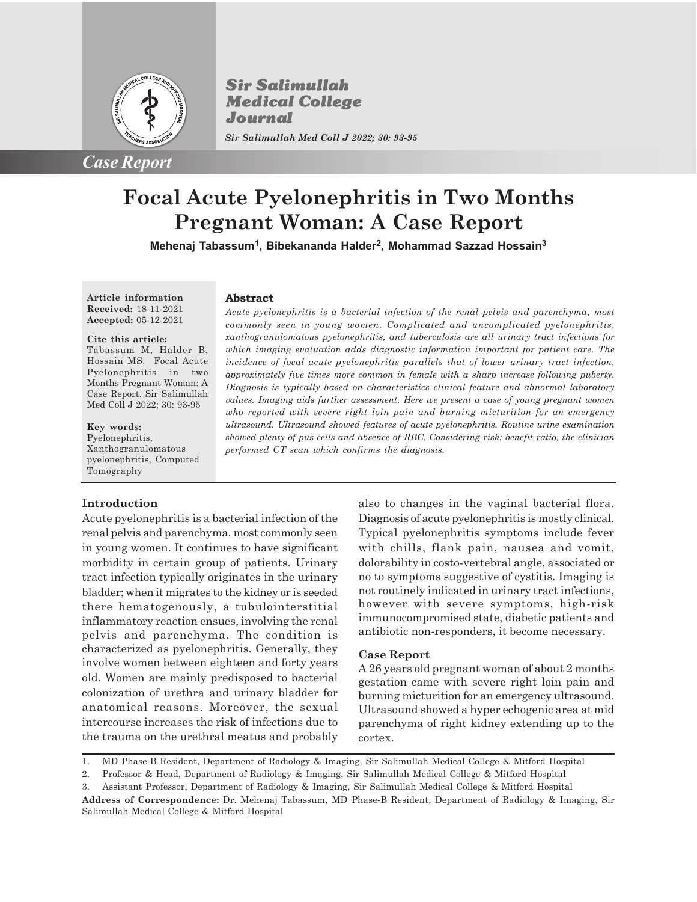*Case Report*

# Focal Acute Pyelonephritis in Two Months Pregnant Woman: A Case Report

**Mehenaj Tabassum[1], Bibekananda Halder[2], Mohammad Sazzad Hossain[3]**

**Article information**
**Received:** 18-11-2021
**Accepted:** 05-12-2021

**Cite this article:**
Tabassum M, Halder B, Hossain MS. Focal Acute Pyelonephritis in two Months Pregnant Woman: A Case Report. Sir Salimullah Med Coll J 2022; 30: 93-95

**Key words:**
Pyelonephritis, Xanthogranulomatous pyelonephritis, Computed Tomography

**Abstract**

*Acute pyelonephritis is a bacterial infection of the renal pelvis and parenchyma, most commonly seen in young women. Complicated and uncomplicated pyelonephritis, xanthogranulomatous pyelonephritis, and tuberculosis are all urinary tract infections for which imaging evaluation adds diagnostic information important for patient care. The incidence of focal acute pyelonephritis parallels that of lower urinary tract infection, approximately five times more common in female with a sharp increase following puberty. Diagnosis is typically based on characteristics clinical feature and abnormal laboratory values. Imaging aids further assessment. Here we present a case of young pregnant women who reported with severe right loin pain and burning micturition for an emergency ultrasound. Ultrasound showed features of acute pyelonephritis. Routine urine examination showed plenty of pus cells and absence of RBC. Considering risk: benefit ratio, the clinician performed CT scan which confirms the diagnosis.*

## Introduction

Acute pyelonephritis is a bacterial infection of the renal pelvis and parenchyma, most commonly seen in young women. It continues to have significant morbidity in certain group of patients. Urinary tract infection typically originates in the urinary bladder; when it migrates to the kidney or is seeded there hematogenously, a tubulointerstitial inflammatory reaction ensues, involving the renal pelvis and parenchyma. The condition is characterized as pyelonephritis. Generally, they involve women between eighteen and forty years old. Women are mainly predisposed to bacterial colonization of urethra and urinary bladder for anatomical reasons. Moreover, the sexual intercourse increases the risk of infections due to the trauma on the urethral meatus and probably also to changes in the vaginal bacterial flora. Diagnosis of acute pyelonephritis is mostly clinical. Typical pyelonephritis symptoms include fever with chills, flank pain, nausea and vomit, dolorability in costo-vertebral angle, associated or no to symptoms suggestive of cystitis. Imaging is not routinely indicated in urinary tract infections, however with severe symptoms, high-risk immunocompromised state, diabetic patients and antibiotic non-responders, it become necessary.

## Case Report

A 26 years old pregnant woman of about 2 months gestation came with severe right loin pain and burning micturition for an emergency ultrasound. Ultrasound showed a hyper echogenic area at mid parenchyma of right kidney extending up to the cortex.

1. MD Phase-B Resident, Department of Radiology & Imaging, Sir Salimullah Medical College & Mitford Hospital
2. Professor & Head, Department of Radiology & Imaging, Sir Salimullah Medical College & Mitford Hospital
3. Assistant Professor, Department of Radiology & Imaging, Sir Salimullah Medical College & Mitford Hospital

**Address of Correspondence:** Dr. Mehenaj Tabassum, MD Phase-B Resident, Department of Radiology & Imaging, Sir Salimullah Medical College & Mitford Hospital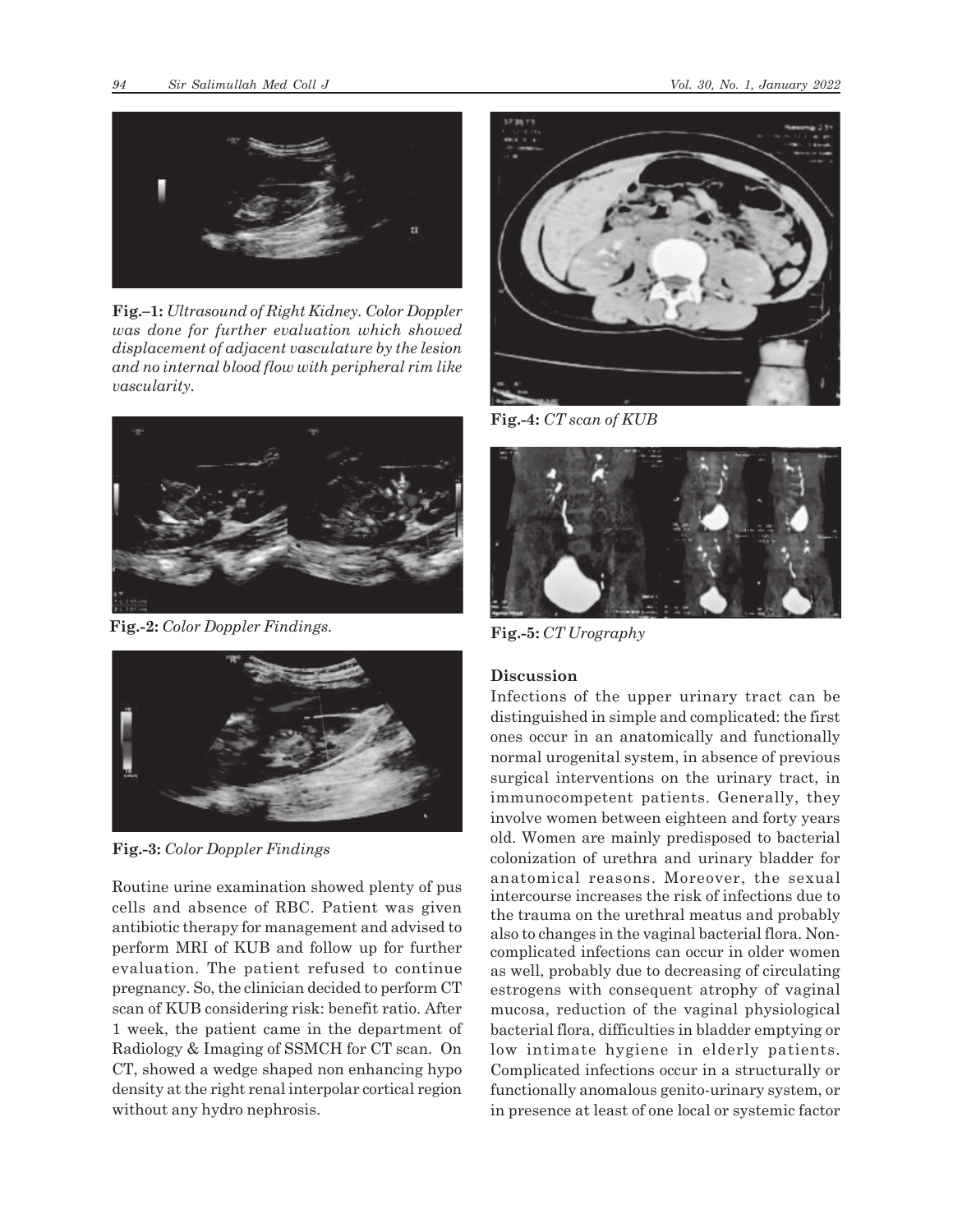**Fig.–1:** *Ultrasound of Right Kidney. Color Doppler was done for further evaluation which showed displacement of adjacent vasculature by the lesion and no internal blood flow with peripheral rim like vascularity.*

**Fig.-2:** *Color Doppler Findings.*

**Fig.-3:** *Color Doppler Findings*

Routine urine examination showed plenty of pus cells and absence of RBC. Patient was given antibiotic therapy for management and advised to perform MRI of KUB and follow up for further evaluation. The patient refused to continue pregnancy. So, the clinician decided to perform CT scan of KUB considering risk: benefit ratio. After 1 week, the patient came in the department of Radiology & Imaging of SSMCH for CT scan. On CT, showed a wedge shaped non enhancing hypo density at the right renal interpolar cortical region without any hydro nephrosis.

**Fig.-4:** *CT scan of KUB*

**Fig.-5:** *CT Urography*

## Discussion

Infections of the upper urinary tract can be distinguished in simple and complicated: the first ones occur in an anatomically and functionally normal urogenital system, in absence of previous surgical interventions on the urinary tract, in immunocompetent patients. Generally, they involve women between eighteen and forty years old. Women are mainly predisposed to bacterial colonization of urethra and urinary bladder for anatomical reasons. Moreover, the sexual intercourse increases the risk of infections due to the trauma on the urethral meatus and probably also to changes in the vaginal bacterial flora. Non-complicated infections can occur in older women as well, probably due to decreasing of circulating estrogens with consequent atrophy of vaginal mucosa, reduction of the vaginal physiological bacterial flora, difficulties in bladder emptying or low intimate hygiene in elderly patients. Complicated infections occur in a structurally or functionally anomalous genito-urinary system, or in presence at least of one local or systemic factor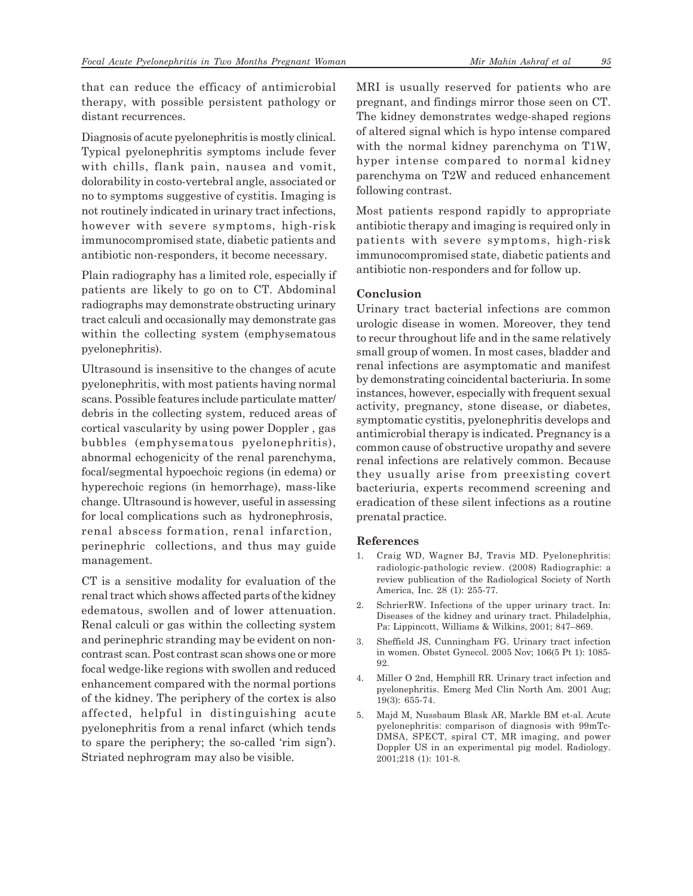that can reduce the efficacy of antimicrobial therapy, with possible persistent pathology or distant recurrences.

Diagnosis of acute pyelonephritis is mostly clinical. Typical pyelonephritis symptoms include fever with chills, flank pain, nausea and vomit, dolorability in costo-vertebral angle, associated or no to symptoms suggestive of cystitis. Imaging is not routinely indicated in urinary tract infections, however with severe symptoms, high-risk immunocompromised state, diabetic patients and antibiotic non-responders, it become necessary.

Plain radiography has a limited role, especially if patients are likely to go on to CT. Abdominal radiographs may demonstrate obstructing urinary tract calculi and occasionally may demonstrate gas within the collecting system (emphysematous pyelonephritis).

Ultrasound is insensitive to the changes of acute pyelonephritis, with most patients having normal scans. Possible features include particulate matter/ debris in the collecting system, reduced areas of cortical vascularity by using power Doppler , gas bubbles (emphysematous pyelonephritis), abnormal echogenicity of the renal parenchyma, focal/segmental hypoechoic regions (in edema) or hyperechoic regions (in hemorrhage), mass-like change. Ultrasound is however, useful in assessing for local complications such as hydronephrosis, renal abscess formation, renal infarction, perinephric collections, and thus may guide management.

CT is a sensitive modality for evaluation of the renal tract which shows affected parts of the kidney edematous, swollen and of lower attenuation. Renal calculi or gas within the collecting system and perinephric stranding may be evident on non-contrast scan. Post contrast scan shows one or more focal wedge-like regions with swollen and reduced enhancement compared with the normal portions of the kidney. The periphery of the cortex is also affected, helpful in distinguishing acute pyelonephritis from a renal infarct (which tends to spare the periphery; the so-called 'rim sign'). Striated nephrogram may also be visible.

MRI is usually reserved for patients who are pregnant, and findings mirror those seen on CT. The kidney demonstrates wedge-shaped regions of altered signal which is hypo intense compared with the normal kidney parenchyma on T1W, hyper intense compared to normal kidney parenchyma on T2W and reduced enhancement following contrast.

Most patients respond rapidly to appropriate antibiotic therapy and imaging is required only in patients with severe symptoms, high-risk immunocompromised state, diabetic patients and antibiotic non-responders and for follow up.

## Conclusion

Urinary tract bacterial infections are common urologic disease in women. Moreover, they tend to recur throughout life and in the same relatively small group of women. In most cases, bladder and renal infections are asymptomatic and manifest by demonstrating coincidental bacteriuria. In some instances, however, especially with frequent sexual activity, pregnancy, stone disease, or diabetes, symptomatic cystitis, pyelonephritis develops and antimicrobial therapy is indicated. Pregnancy is a common cause of obstructive uropathy and severe renal infections are relatively common. Because they usually arise from preexisting covert bacteriuria, experts recommend screening and eradication of these silent infections as a routine prenatal practice.

## References

1. Craig WD, Wagner BJ, Travis MD. Pyelonephritis: radiologic-pathologic review. (2008) Radiographic: a review publication of the Radiological Society of North America, Inc. 28 (1): 255-77.
2. SchrierRW. Infections of the upper urinary tract. In: Diseases of the kidney and urinary tract. Philadelphia, Pa: Lippincott, Williams & Wilkins, 2001; 847–869.
3. Sheffield JS, Cunningham FG. Urinary tract infection in women. Obstet Gynecol. 2005 Nov; 106(5 Pt 1): 1085-92.
4. Miller O 2nd, Hemphill RR. Urinary tract infection and pyelonephritis. Emerg Med Clin North Am. 2001 Aug; 19(3): 655-74.
5. Majd M, Nussbaum Blask AR, Markle BM et-al. Acute pyelonephritis: comparison of diagnosis with 99mTc-DMSA, SPECT, spiral CT, MR imaging, and power Doppler US in an experimental pig model. Radiology. 2001;218 (1): 101-8.